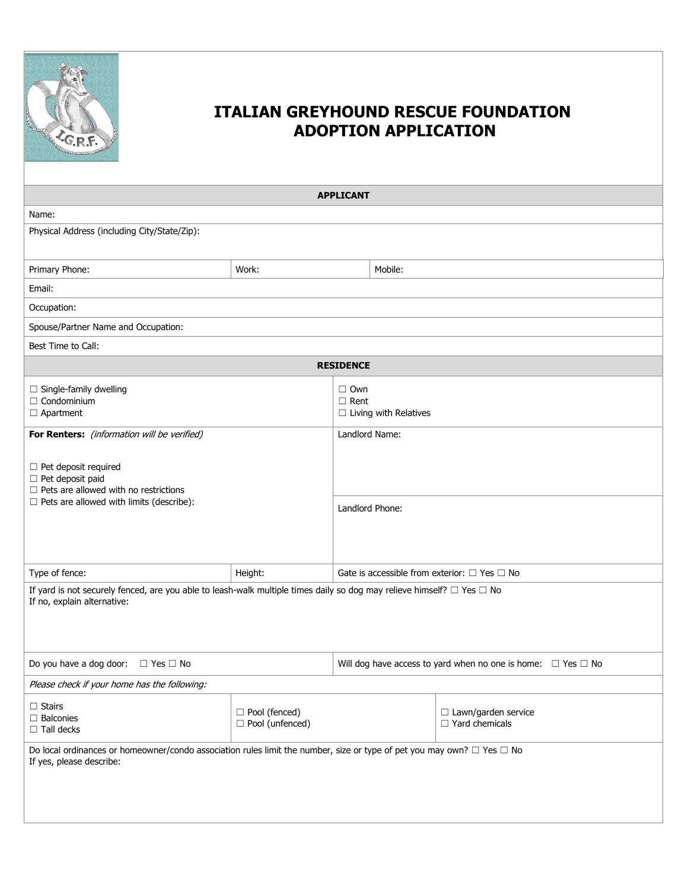# ITALIAN GREYHOUND RESCUE FOUNDATION
# ADOPTION APPLICATION

## APPLICANT

Name:

Physical Address (including City/State/Zip):

| Primary Phone: | Work: | Mobile: |
|---|---|---|

Email:

Occupation:

Spouse/Partner Name and Occupation:

Best Time to Call:

## RESIDENCE

| | |
|---|---|
| ☐ Single-family dwelling<br>☐ Condominium<br>☐ Apartment | ☐ Own<br>☐ Rent<br>☐ Living with Relatives |
| **For Renters:** *(information will be verified)*<br><br>☐ Pet deposit required<br>☐ Pet deposit paid<br>☐ Pets are allowed with no restrictions<br>☐ Pets are allowed with limits (describe): | Landlord Name:<br><br>Landlord Phone: |

| Type of fence: | Height: | Gate is accessible from exterior: ☐ Yes ☐ No |
|---|---|---|

If yard is not securely fenced, are you able to leash-walk multiple times daily so dog may relieve himself? ☐ Yes ☐ No
If no, explain alternative:

| Do you have a dog door: ☐ Yes ☐ No | Will dog have access to yard when no one is home: ☐ Yes ☐ No |
|---|---|

*Please check if your home has the following:*

| | | |
|---|---|---|
| ☐ Stairs<br>☐ Balconies<br>☐ Tall decks | ☐ Pool (fenced)<br>☐ Pool (unfenced) | ☐ Lawn/garden service<br>☐ Yard chemicals |

Do local ordinances or homeowner/condo association rules limit the number, size or type of pet you may own? ☐ Yes ☐ No
If yes, please describe: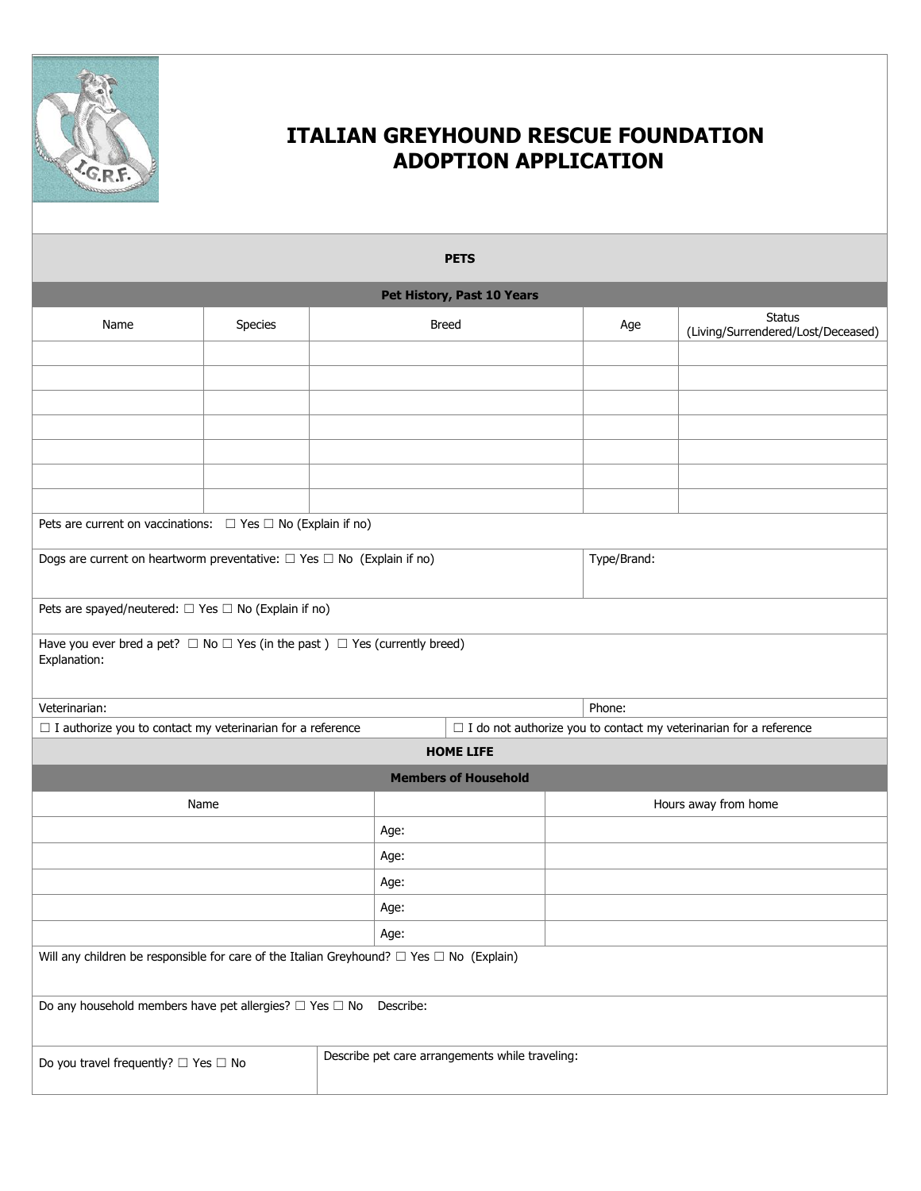# ITALIAN GREYHOUND RESCUE FOUNDATION ADOPTION APPLICATION

## PETS

### Pet History, Past 10 Years

| Name | Species | Breed | Age | Status (Living/Surrendered/Lost/Deceased) |
|---|---|---|---|---|
| | | | | |
| | | | | |
| | | | | |
| | | | | |
| | | | | |
| | | | | |
| | | | | |

Pets are current on vaccinations: ☐ Yes ☐ No (Explain if no)

Dogs are current on heartworm preventative: ☐ Yes ☐ No (Explain if no) | Type/Brand:

Pets are spayed/neutered: ☐ Yes ☐ No (Explain if no)

Have you ever bred a pet? ☐ No ☐ Yes (in the past ) ☐ Yes (currently breed)
Explanation:

Veterinarian: | Phone:

☐ I authorize you to contact my veterinarian for a reference | ☐ I do not authorize you to contact my veterinarian for a reference

## HOME LIFE

### Members of Household

| Name | | Hours away from home |
|---|---|---|
| | Age: | |
| | Age: | |
| | Age: | |
| | Age: | |
| | Age: | |

Will any children be responsible for care of the Italian Greyhound? ☐ Yes ☐ No (Explain)

Do any household members have pet allergies? ☐ Yes ☐ No Describe:

Do you travel frequently? ☐ Yes ☐ No | Describe pet care arrangements while traveling: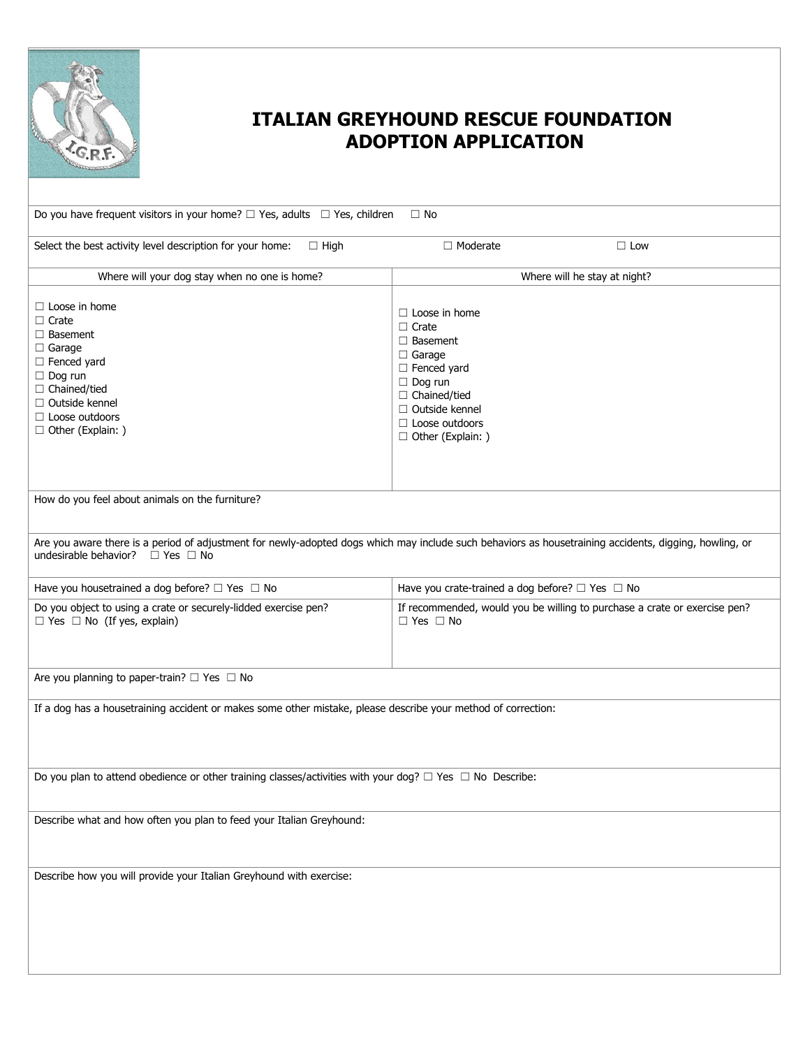# ITALIAN GREYHOUND RESCUE FOUNDATION
# ADOPTION APPLICATION

Do you have frequent visitors in your home? ☐ Yes, adults ☐ Yes, children ☐ No

Select the best activity level description for your home: ☐ High ☐ Moderate ☐ Low

| Where will your dog stay when no one is home? | Where will he stay at night? |
| --- | --- |
| ☐ Loose in home<br>☐ Crate<br>☐ Basement<br>☐ Garage<br>☐ Fenced yard<br>☐ Dog run<br>☐ Chained/tied<br>☐ Outside kennel<br>☐ Loose outdoors<br>☐ Other (Explain: ) | ☐ Loose in home<br>☐ Crate<br>☐ Basement<br>☐ Garage<br>☐ Fenced yard<br>☐ Dog run<br>☐ Chained/tied<br>☐ Outside kennel<br>☐ Loose outdoors<br>☐ Other (Explain: ) |

How do you feel about animals on the furniture?

Are you aware there is a period of adjustment for newly-adopted dogs which may include such behaviors as housetraining accidents, digging, howling, or undesirable behavior? ☐ Yes ☐ No

| | |
| --- | --- |
| Have you housetrained a dog before? ☐ Yes ☐ No | Have you crate-trained a dog before? ☐ Yes ☐ No |
| Do you object to using a crate or securely-lidded exercise pen?<br>☐ Yes ☐ No (If yes, explain) | If recommended, would you be willing to purchase a crate or exercise pen?<br>☐ Yes ☐ No |

Are you planning to paper-train? ☐ Yes ☐ No

If a dog has a housetraining accident or makes some other mistake, please describe your method of correction:

Do you plan to attend obedience or other training classes/activities with your dog? ☐ Yes ☐ No Describe:

Describe what and how often you plan to feed your Italian Greyhound:

Describe how you will provide your Italian Greyhound with exercise: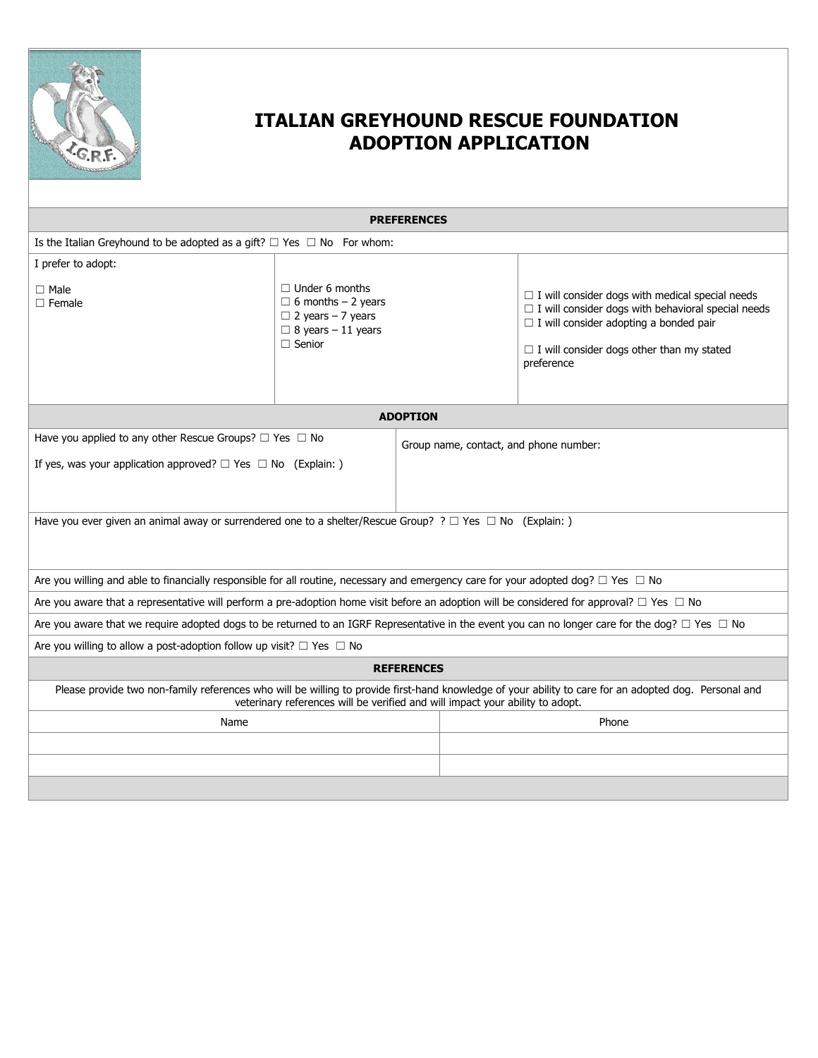# ITALIAN GREYHOUND RESCUE FOUNDATION
# ADOPTION APPLICATION

## PREFERENCES

Is the Italian Greyhound to be adopted as a gift? ☐ Yes ☐ No For whom:

| I prefer to adopt: | | |
|---|---|---|
| ☐ Male<br>☐ Female | ☐ Under 6 months<br>☐ 6 months – 2 years<br>☐ 2 years – 7 years<br>☐ 8 years – 11 years<br>☐ Senior | ☐ I will consider dogs with medical special needs<br>☐ I will consider dogs with behavioral special needs<br>☐ I will consider adopting a bonded pair<br><br>☐ I will consider dogs other than my stated preference |

## ADOPTION

| Have you applied to any other Rescue Groups? ☐ Yes ☐ No<br><br>If yes, was your application approved? ☐ Yes ☐ No (Explain: ) | Group name, contact, and phone number: |
|---|---|

Have you ever given an animal away or surrendered one to a shelter/Rescue Group? ? ☐ Yes ☐ No (Explain: )

Are you willing and able to financially responsible for all routine, necessary and emergency care for your adopted dog? ☐ Yes ☐ No

Are you aware that a representative will perform a pre-adoption home visit before an adoption will be considered for approval? ☐ Yes ☐ No

Are you aware that we require adopted dogs to be returned to an IGRF Representative in the event you can no longer care for the dog? ☐ Yes ☐ No

Are you willing to allow a post-adoption follow up visit? ☐ Yes ☐ No

## REFERENCES

Please provide two non-family references who will be willing to provide first-hand knowledge of your ability to care for an adopted dog. Personal and veterinary references will be verified and will impact your ability to adopt.

| Name | Phone |
|---|---|
| | |
| | |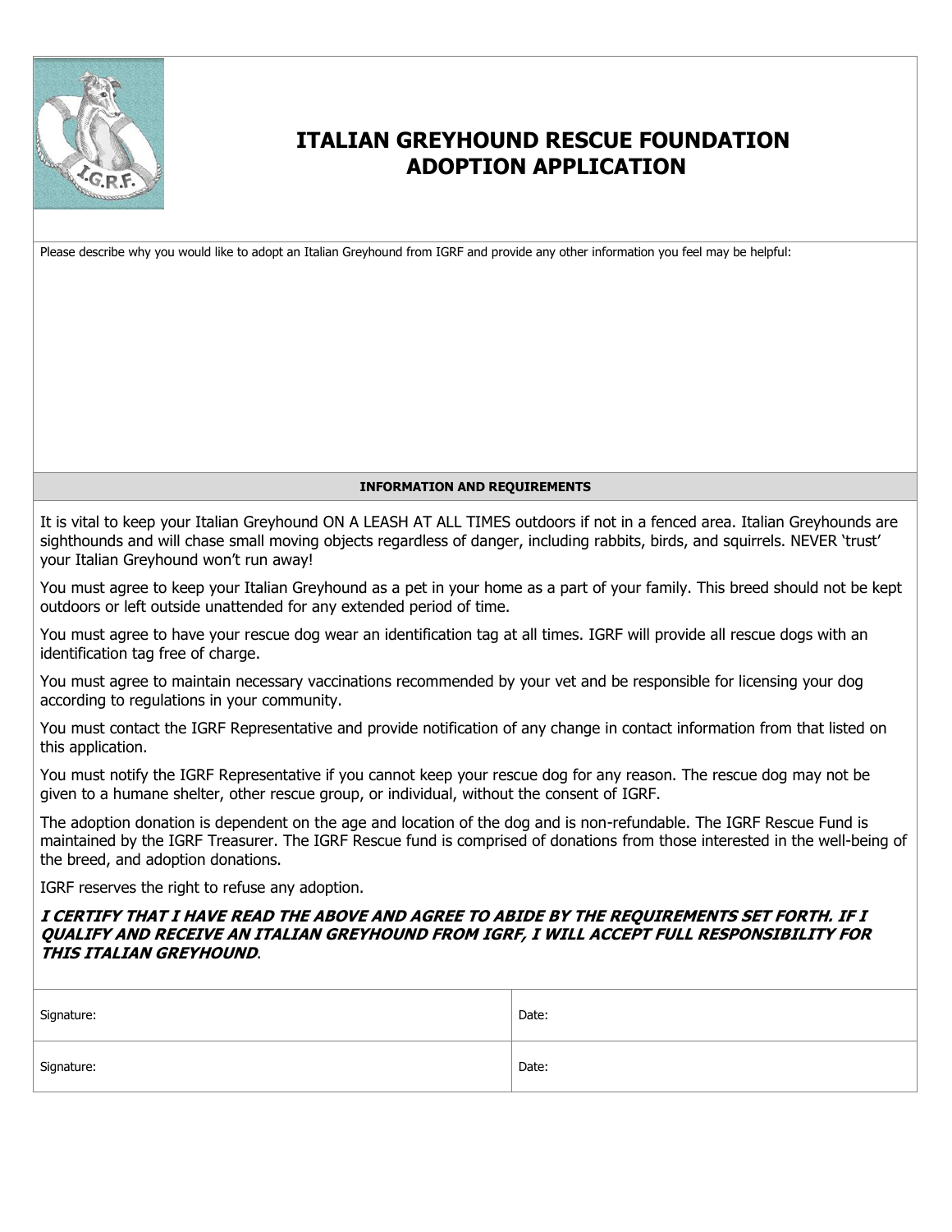# ITALIAN GREYHOUND RESCUE FOUNDATION ADOPTION APPLICATION

Please describe why you would like to adopt an Italian Greyhound from IGRF and provide any other information you feel may be helpful:

## INFORMATION AND REQUIREMENTS

It is vital to keep your Italian Greyhound ON A LEASH AT ALL TIMES outdoors if not in a fenced area. Italian Greyhounds are sighthounds and will chase small moving objects regardless of danger, including rabbits, birds, and squirrels. NEVER 'trust' your Italian Greyhound won't run away!

You must agree to keep your Italian Greyhound as a pet in your home as a part of your family. This breed should not be kept outdoors or left outside unattended for any extended period of time.

You must agree to have your rescue dog wear an identification tag at all times. IGRF will provide all rescue dogs with an identification tag free of charge.

You must agree to maintain necessary vaccinations recommended by your vet and be responsible for licensing your dog according to regulations in your community.

You must contact the IGRF Representative and provide notification of any change in contact information from that listed on this application.

You must notify the IGRF Representative if you cannot keep your rescue dog for any reason. The rescue dog may not be given to a humane shelter, other rescue group, or individual, without the consent of IGRF.

The adoption donation is dependent on the age and location of the dog and is non-refundable. The IGRF Rescue Fund is maintained by the IGRF Treasurer. The IGRF Rescue fund is comprised of donations from those interested in the well-being of the breed, and adoption donations.

IGRF reserves the right to refuse any adoption.

***I CERTIFY THAT I HAVE READ THE ABOVE AND AGREE TO ABIDE BY THE REQUIREMENTS SET FORTH. IF I QUALIFY AND RECEIVE AN ITALIAN GREYHOUND FROM IGRF, I WILL ACCEPT FULL RESPONSIBILITY FOR THIS ITALIAN GREYHOUND***.

| Signature: | Date: |
|---|---|
| Signature: | Date: |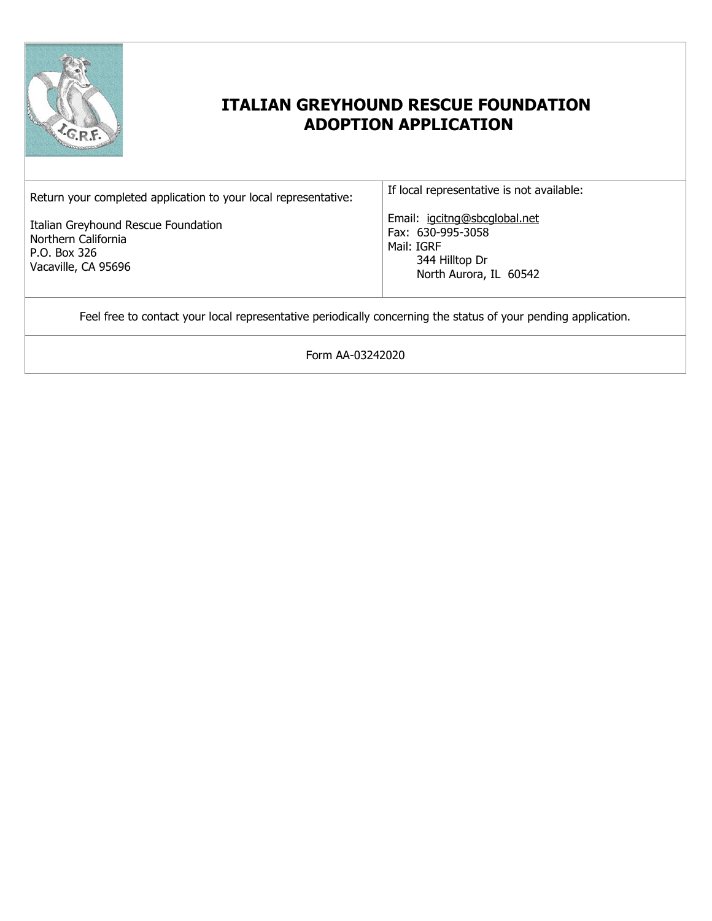# ITALIAN GREYHOUND RESCUE FOUNDATION
# ADOPTION APPLICATION

| | |
|---|---|
| Return your completed application to your local representative:<br><br>Italian Greyhound Rescue Foundation<br>Northern California<br>P.O. Box 326<br>Vacaville, CA 95696 | If local representative is not available:<br><br>Email: igcitng@sbcglobal.net<br>Fax: 630-995-3058<br>Mail: IGRF<br>344 Hilltop Dr<br>North Aurora, IL 60542 |

Feel free to contact your local representative periodically concerning the status of your pending application.

Form AA-03242020